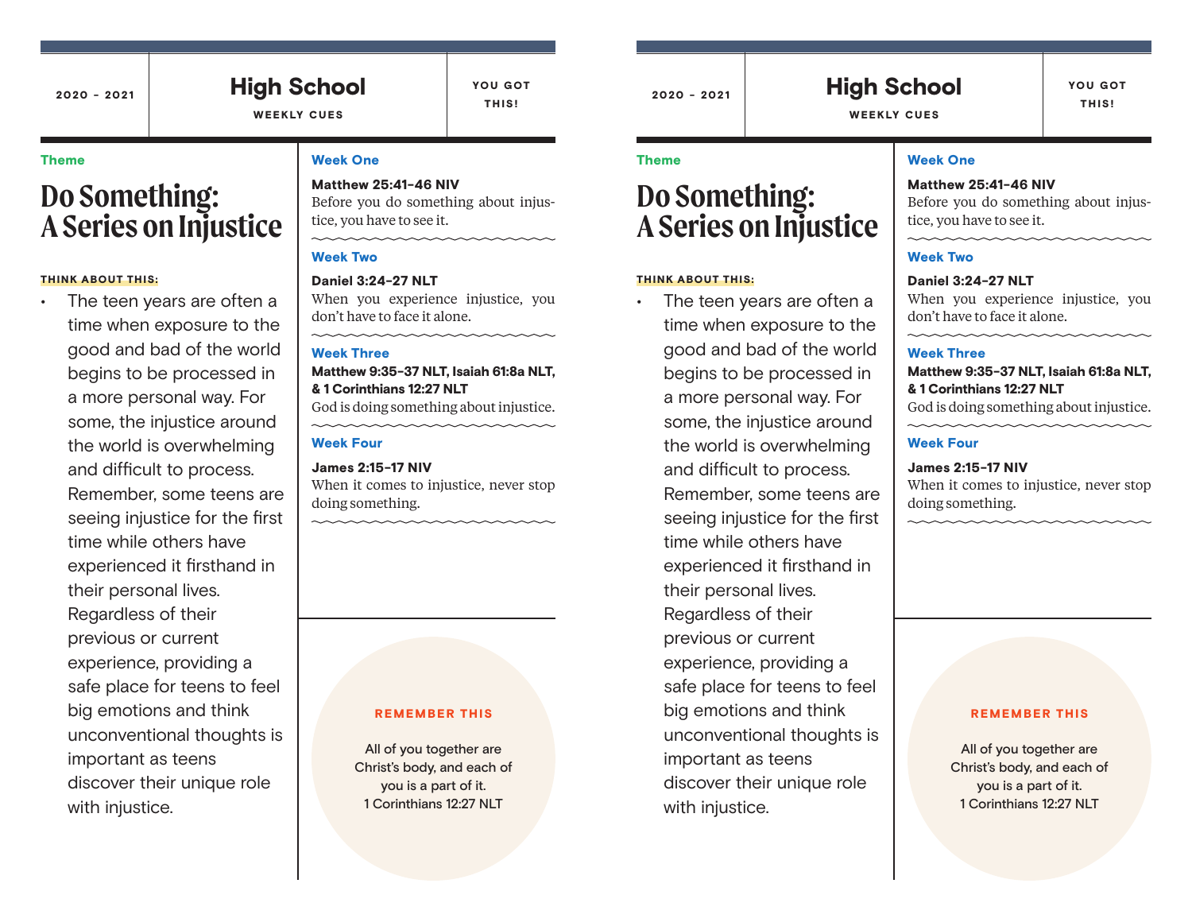2020 – 2021

# High School

WEEKLY CUES

YOU GOT THIS!

**Theme**

## Do Something: A Series on Injustice

**THINK ABOUT THIS:**

- The teen years are often a time when exposure to the good and bad of the world begins to be processed in a more personal way. For some, the injustice around the world is overwhelming and difficult to process. Remember, some teens are seeing injustice for the first time while others have experienced it firsthand in their personal lives. Regardless of their previous or current experience, providing a safe place for teens to feel big emotions and think unconventional thoughts is important as teens discover their unique role with injustice.

### Week One

**Matthew 25:41-46 NIV**
Before you do something about injustice, you have to see it.

### Week Two

**Daniel 3:24-27 NLT**
When you experience injustice, you don't have to face it alone.

### Week Three

**Matthew 9:35-37 NLT, Isaiah 61:8a NLT, & 1 Corinthians 12:27 NLT**
God is doing something about injustice.

### Week Four

**James 2:15-17 NIV**
When it comes to injustice, never stop doing something.

**REMEMBER THIS**

All of you together are Christ's body, and each of you is a part of it.
1 Corinthians 12:27 NLT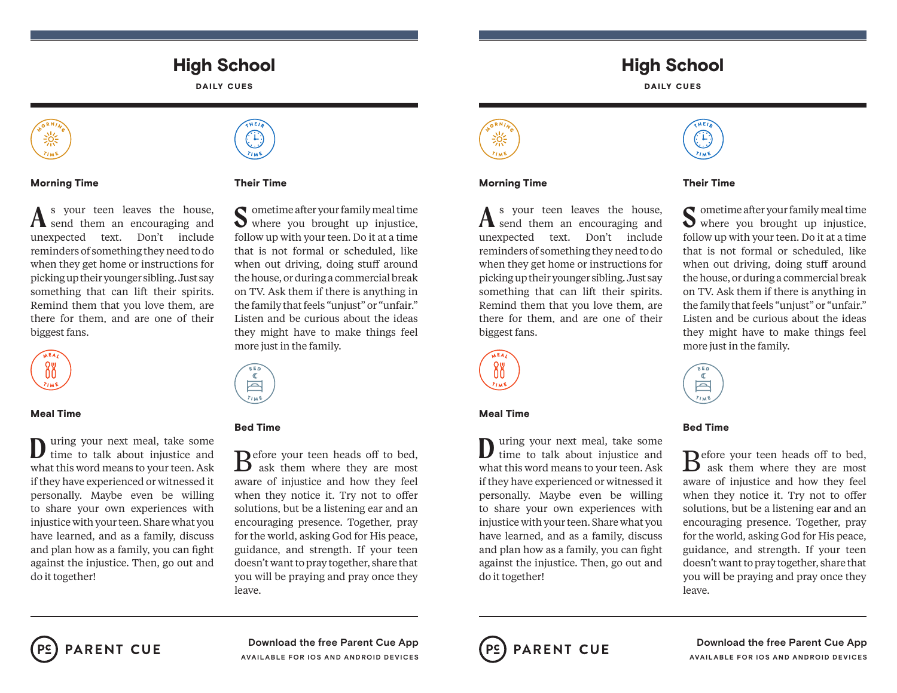# High School

DAILY CUES

### Morning Time

As your teen leaves the house, send them an encouraging and unexpected text. Don't include reminders of something they need to do when they get home or instructions for picking up their younger sibling. Just say something that can lift their spirits. Remind them that you love them, are there for them, and are one of their biggest fans.

### Meal Time

During your next meal, take some time to talk about injustice and what this word means to your teen. Ask if they have experienced or witnessed it personally. Maybe even be willing to share your own experiences with injustice with your teen. Share what you have learned, and as a family, discuss and plan how as a family, you can fight against the injustice. Then, go out and do it together!

### Their Time

Sometime after your family meal time where you brought up injustice, follow up with your teen. Do it at a time that is not formal or scheduled, like when out driving, doing stuff around the house, or during a commercial break on TV. Ask them if there is anything in the family that feels "unjust" or "unfair." Listen and be curious about the ideas they might have to make things feel more just in the family.

### Bed Time

Before your teen heads off to bed, ask them where they are most aware of injustice and how they feel when they notice it. Try not to offer solutions, but be a listening ear and an encouraging presence. Together, pray for the world, asking God for His peace, guidance, and strength. If your teen doesn't want to pray together, share that you will be praying and pray once they leave.

PARENT CUE

**Download the free Parent Cue App**

AVAILABLE FOR IOS AND ANDROID DEVICES

# High School

DAILY CUES

### Morning Time

As your teen leaves the house, send them an encouraging and unexpected text. Don't include reminders of something they need to do when they get home or instructions for picking up their younger sibling. Just say something that can lift their spirits. Remind them that you love them, are there for them, and are one of their biggest fans.

### Meal Time

During your next meal, take some time to talk about injustice and what this word means to your teen. Ask if they have experienced or witnessed it personally. Maybe even be willing to share your own experiences with injustice with your teen. Share what you have learned, and as a family, discuss and plan how as a family, you can fight against the injustice. Then, go out and do it together!

### Their Time

Sometime after your family meal time where you brought up injustice, follow up with your teen. Do it at a time that is not formal or scheduled, like when out driving, doing stuff around the house, or during a commercial break on TV. Ask them if there is anything in the family that feels "unjust" or "unfair." Listen and be curious about the ideas they might have to make things feel more just in the family.

### Bed Time

Before your teen heads off to bed, ask them where they are most aware of injustice and how they feel when they notice it. Try not to offer solutions, but be a listening ear and an encouraging presence. Together, pray for the world, asking God for His peace, guidance, and strength. If your teen doesn't want to pray together, share that you will be praying and pray once they leave.

PARENT CUE

**Download the free Parent Cue App**

AVAILABLE FOR IOS AND ANDROID DEVICES